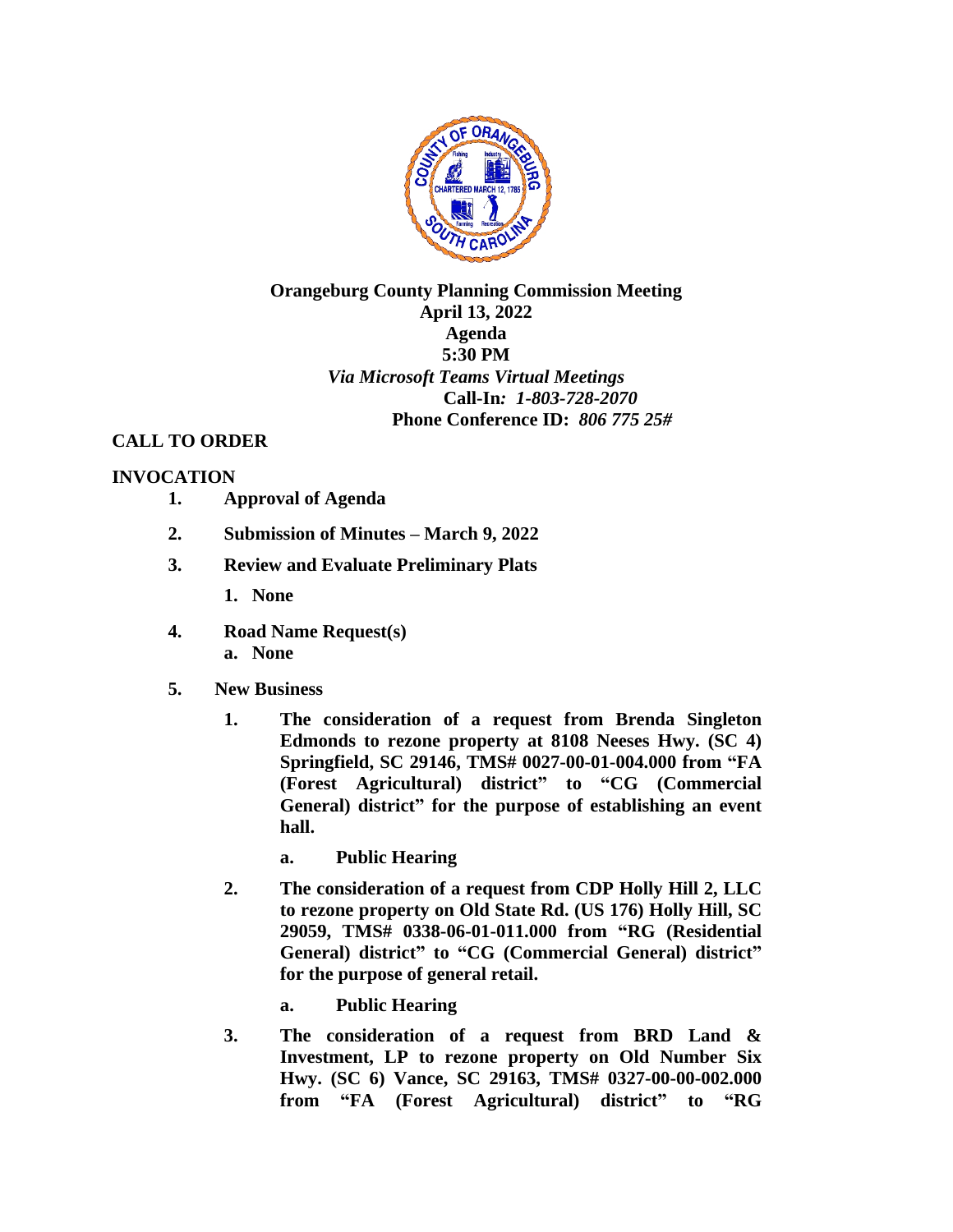**Orangeburg County Planning Commission Meeting**
**April 13, 2022**
**Agenda**
**5:30 PM**
***Via Microsoft Teams Virtual Meetings***
**Call-In***: 1-803-728-2070*
**Phone Conference ID:** *806 775 25#*

## CALL TO ORDER

## INVOCATION

1. **Approval of Agenda**

2. **Submission of Minutes – March 9, 2022**

3. **Review and Evaluate Preliminary Plats**
   1. **None**

4. **Road Name Request(s)**
   a. **None**

5. **New Business**

   1. **The consideration of a request from Brenda Singleton Edmonds to rezone property at 8108 Neeses Hwy. (SC 4) Springfield, SC 29146, TMS# 0027-00-01-004.000 from "FA (Forest Agricultural) district" to "CG (Commercial General) district" for the purpose of establishing an event hall.**

      a. **Public Hearing**

   2. **The consideration of a request from CDP Holly Hill 2, LLC to rezone property on Old State Rd. (US 176) Holly Hill, SC 29059, TMS# 0338-06-01-011.000 from "RG (Residential General) district" to "CG (Commercial General) district" for the purpose of general retail.**

      a. **Public Hearing**

   3. **The consideration of a request from BRD Land & Investment, LP to rezone property on Old Number Six Hwy. (SC 6) Vance, SC 29163, TMS# 0327-00-00-002.000 from "FA (Forest Agricultural) district" to "RG**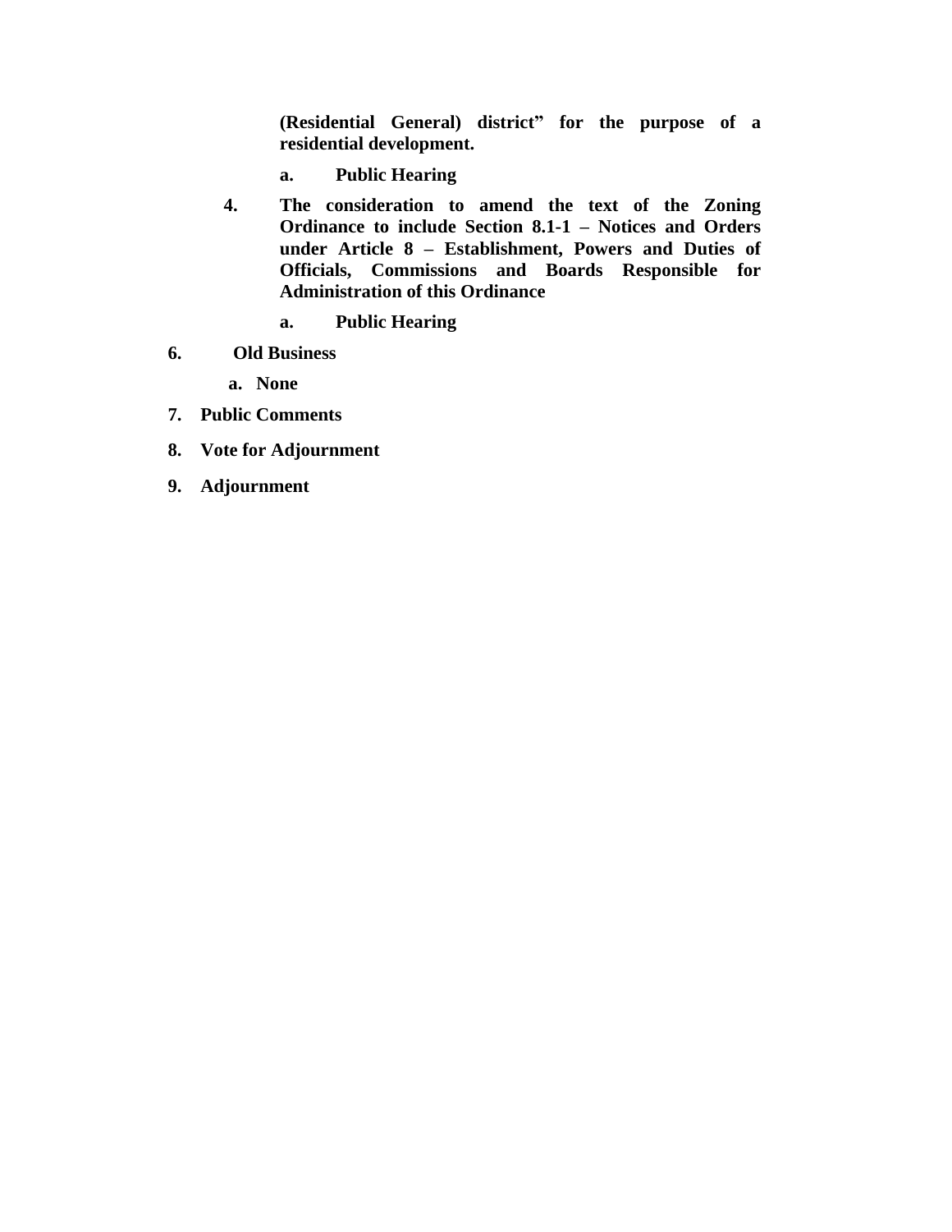**(Residential General) district" for the purpose of a residential development.**

**a. Public Hearing**

**4. The consideration to amend the text of the Zoning Ordinance to include Section 8.1-1 – Notices and Orders under Article 8 – Establishment, Powers and Duties of Officials, Commissions and Boards Responsible for Administration of this Ordinance**

**a. Public Hearing**

**6. Old Business**

**a. None**

**7. Public Comments**

**8. Vote for Adjournment**

**9. Adjournment**